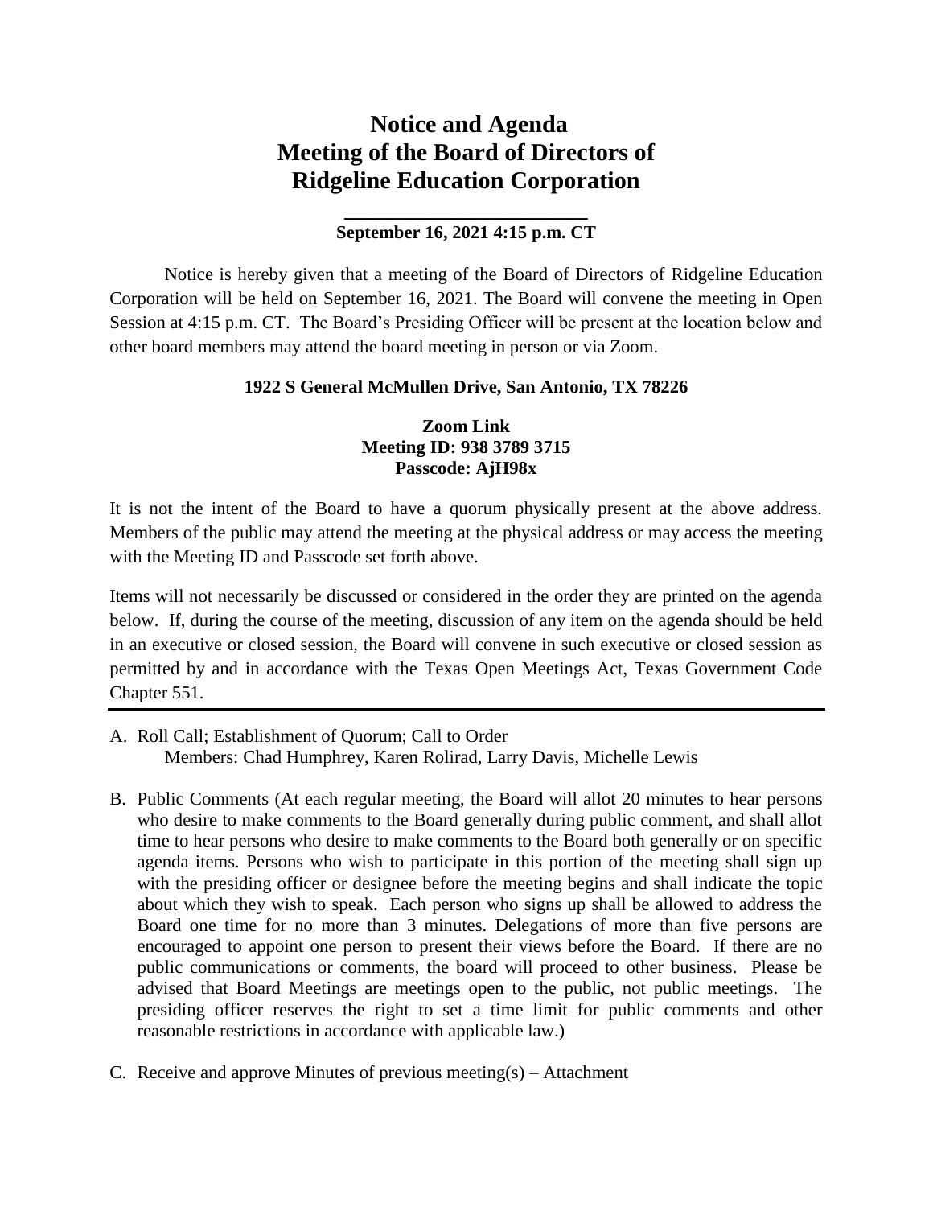# Notice and Agenda
# Meeting of the Board of Directors of
# Ridgeline Education Corporation

**September 16, 2021 4:15 p.m. CT**

Notice is hereby given that a meeting of the Board of Directors of Ridgeline Education Corporation will be held on September 16, 2021. The Board will convene the meeting in Open Session at 4:15 p.m. CT. The Board's Presiding Officer will be present at the location below and other board members may attend the board meeting in person or via Zoom.

**1922 S General McMullen Drive, San Antonio, TX 78226**

**Zoom Link**
**Meeting ID: 938 3789 3715**
**Passcode: AjH98x**

It is not the intent of the Board to have a quorum physically present at the above address. Members of the public may attend the meeting at the physical address or may access the meeting with the Meeting ID and Passcode set forth above.

Items will not necessarily be discussed or considered in the order they are printed on the agenda below. If, during the course of the meeting, discussion of any item on the agenda should be held in an executive or closed session, the Board will convene in such executive or closed session as permitted by and in accordance with the Texas Open Meetings Act, Texas Government Code Chapter 551.

---

A. Roll Call; Establishment of Quorum; Call to Order
   Members: Chad Humphrey, Karen Rolirad, Larry Davis, Michelle Lewis

B. Public Comments (At each regular meeting, the Board will allot 20 minutes to hear persons who desire to make comments to the Board generally during public comment, and shall allot time to hear persons who desire to make comments to the Board both generally or on specific agenda items. Persons who wish to participate in this portion of the meeting shall sign up with the presiding officer or designee before the meeting begins and shall indicate the topic about which they wish to speak. Each person who signs up shall be allowed to address the Board one time for no more than 3 minutes. Delegations of more than five persons are encouraged to appoint one person to present their views before the Board. If there are no public communications or comments, the board will proceed to other business. Please be advised that Board Meetings are meetings open to the public, not public meetings. The presiding officer reserves the right to set a time limit for public comments and other reasonable restrictions in accordance with applicable law.)

C. Receive and approve Minutes of previous meeting(s) – Attachment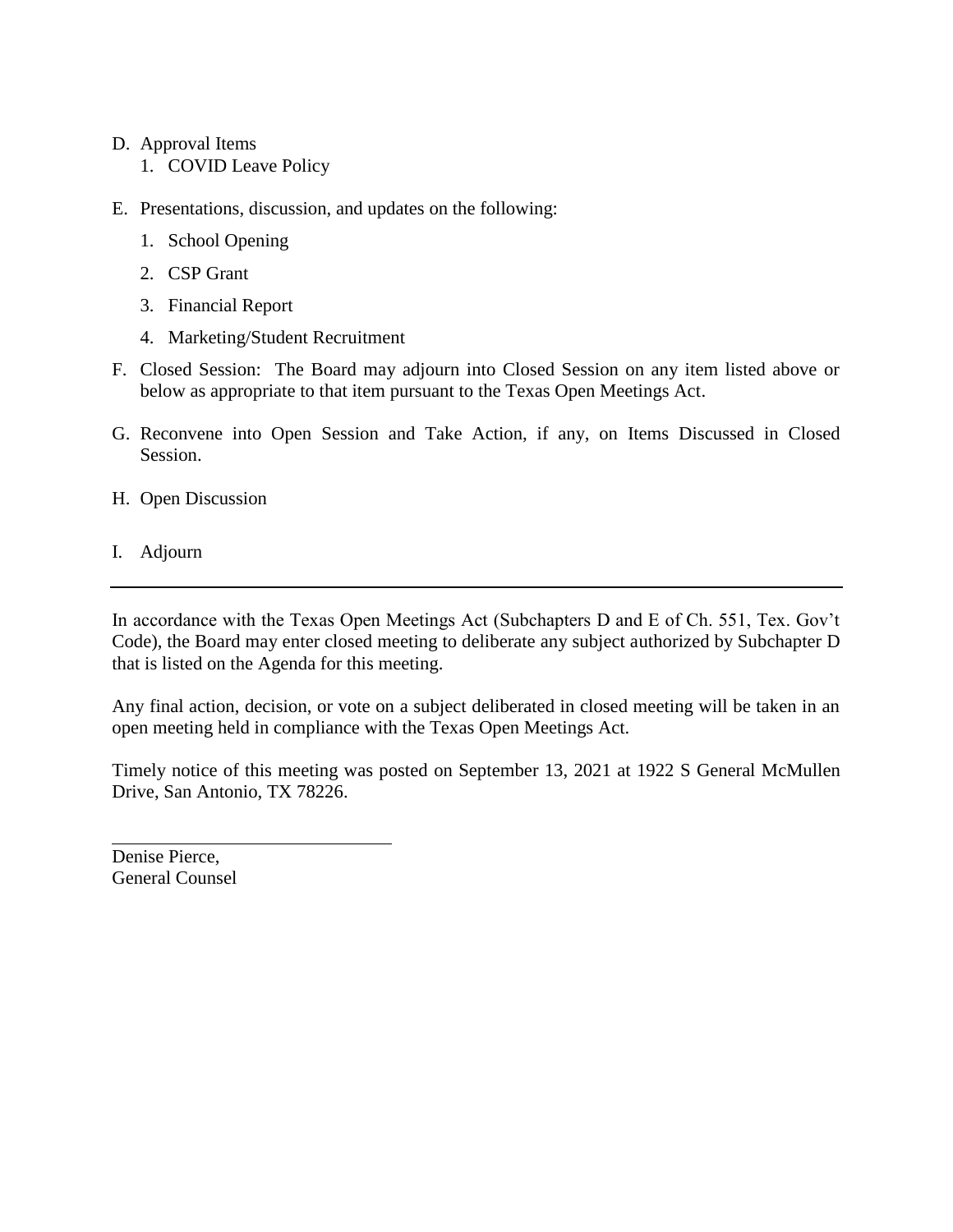D. Approval Items
   1. COVID Leave Policy

E. Presentations, discussion, and updates on the following:
   1. School Opening
   2. CSP Grant
   3. Financial Report
   4. Marketing/Student Recruitment

F. Closed Session: The Board may adjourn into Closed Session on any item listed above or below as appropriate to that item pursuant to the Texas Open Meetings Act.

G. Reconvene into Open Session and Take Action, if any, on Items Discussed in Closed Session.

H. Open Discussion

I. Adjourn

---

In accordance with the Texas Open Meetings Act (Subchapters D and E of Ch. 551, Tex. Gov't Code), the Board may enter closed meeting to deliberate any subject authorized by Subchapter D that is listed on the Agenda for this meeting.

Any final action, decision, or vote on a subject deliberated in closed meeting will be taken in an open meeting held in compliance with the Texas Open Meetings Act.

Timely notice of this meeting was posted on September 13, 2021 at 1922 S General McMullen Drive, San Antonio, TX 78226.

\_\_\_\_\_\_\_\_\_\_\_\_\_\_\_\_\_\_\_\_\_\_\_\_\_\_\_\_\_\_

Denise Pierce,
General Counsel